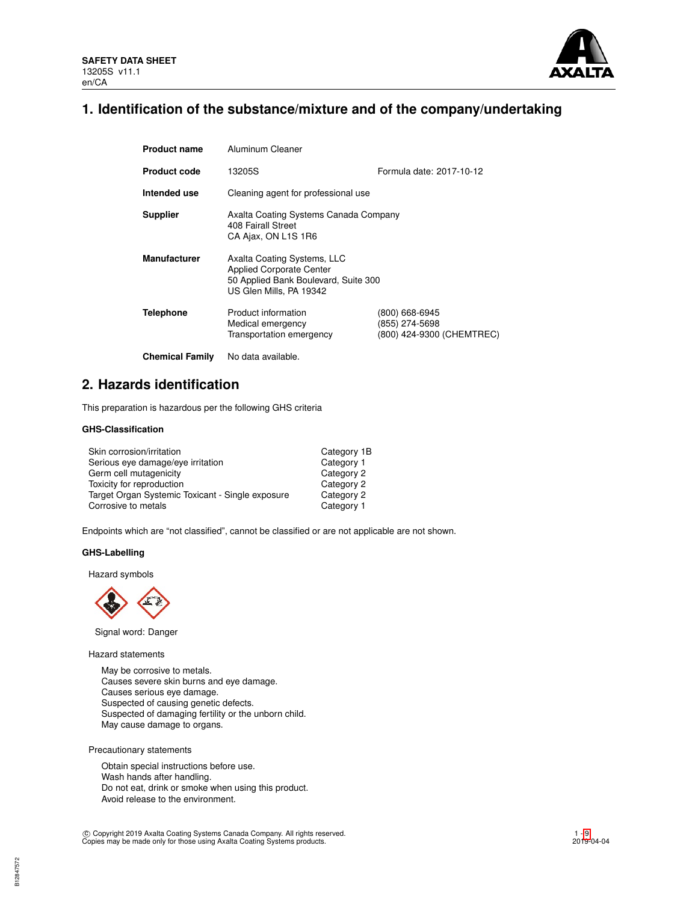**SAFETY DATA SHEET**
13205S v11.1
en/CA

# 1. Identification of the substance/mixture and of the company/undertaking

| | | |
|---|---|---|
| **Product name** | Aluminum Cleaner | |
| **Product code** | 13205S | Formula date: 2017-10-12 |
| **Intended use** | Cleaning agent for professional use | |
| **Supplier** | Axalta Coating Systems Canada Company<br>408 Fairall Street<br>CA Ajax, ON L1S 1R6 | |
| **Manufacturer** | Axalta Coating Systems, LLC<br>Applied Corporate Center<br>50 Applied Bank Boulevard, Suite 300<br>US Glen Mills, PA 19342 | |
| **Telephone** | Product information<br>Medical emergency<br>Transportation emergency | (800) 668-6945<br>(855) 274-5698<br>(800) 424-9300 (CHEMTREC) |
| **Chemical Family** | No data available. | |

# 2. Hazards identification

This preparation is hazardous per the following GHS criteria

### GHS-Classification

| | |
|---|---|
| Skin corrosion/irritation | Category 1B |
| Serious eye damage/eye irritation | Category 1 |
| Germ cell mutagenicity | Category 2 |
| Toxicity for reproduction | Category 2 |
| Target Organ Systemic Toxicant - Single exposure | Category 2 |
| Corrosive to metals | Category 1 |

Endpoints which are "not classified", cannot be classified or are not applicable are not shown.

### GHS-Labelling

Hazard symbols

Signal word: Danger

Hazard statements

May be corrosive to metals.
Causes severe skin burns and eye damage.
Causes serious eye damage.
Suspected of causing genetic defects.
Suspected of damaging fertility or the unborn child.
May cause damage to organs.

Precautionary statements

Obtain special instructions before use.
Wash hands after handling.
Do not eat, drink or smoke when using this product.
Avoid release to the environment.

© Copyright 2019 Axalta Coating Systems Canada Company. All rights reserved.
Copies may be made only for those using Axalta Coating Systems products.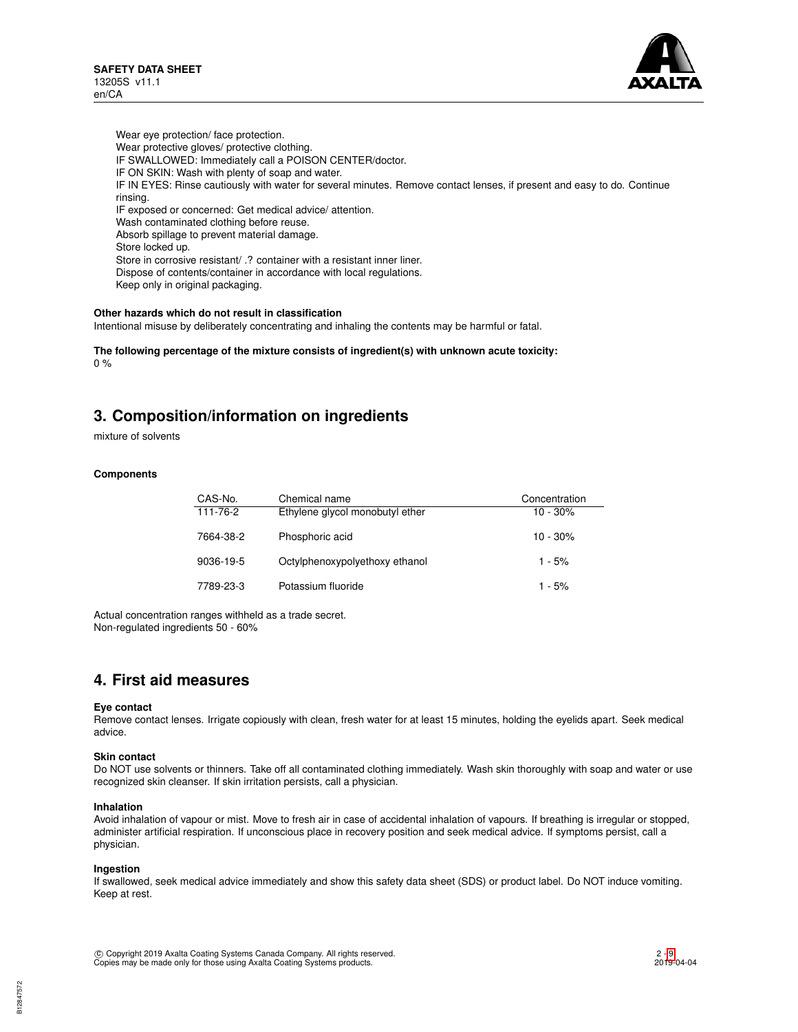Wear eye protection/ face protection.
Wear protective gloves/ protective clothing.
IF SWALLOWED: Immediately call a POISON CENTER/doctor.
IF ON SKIN: Wash with plenty of soap and water.
IF IN EYES: Rinse cautiously with water for several minutes. Remove contact lenses, if present and easy to do. Continue rinsing.
IF exposed or concerned: Get medical advice/ attention.
Wash contaminated clothing before reuse.
Absorb spillage to prevent material damage.
Store locked up.
Store in corrosive resistant/ .? container with a resistant inner liner.
Dispose of contents/container in accordance with local regulations.
Keep only in original packaging.

**Other hazards which do not result in classification**
Intentional misuse by deliberately concentrating and inhaling the contents may be harmful or fatal.

**The following percentage of the mixture consists of ingredient(s) with unknown acute toxicity:**
0 %

## 3. Composition/information on ingredients

mixture of solvents

**Components**

| CAS-No. | Chemical name | Concentration |
|---|---|---|
| 111-76-2 | Ethylene glycol monobutyl ether | 10 - 30% |
| 7664-38-2 | Phosphoric acid | 10 - 30% |
| 9036-19-5 | Octylphenoxypolyethoxy ethanol | 1 - 5% |
| 7789-23-3 | Potassium fluoride | 1 - 5% |

Actual concentration ranges withheld as a trade secret.
Non-regulated ingredients 50 - 60%

## 4. First aid measures

**Eye contact**
Remove contact lenses. Irrigate copiously with clean, fresh water for at least 15 minutes, holding the eyelids apart. Seek medical advice.

**Skin contact**
Do NOT use solvents or thinners. Take off all contaminated clothing immediately. Wash skin thoroughly with soap and water or use recognized skin cleanser. If skin irritation persists, call a physician.

**Inhalation**
Avoid inhalation of vapour or mist. Move to fresh air in case of accidental inhalation of vapours. If breathing is irregular or stopped, administer artificial respiration. If unconscious place in recovery position and seek medical advice. If symptoms persist, call a physician.

**Ingestion**
If swallowed, seek medical advice immediately and show this safety data sheet (SDS) or product label. Do NOT induce vomiting. Keep at rest.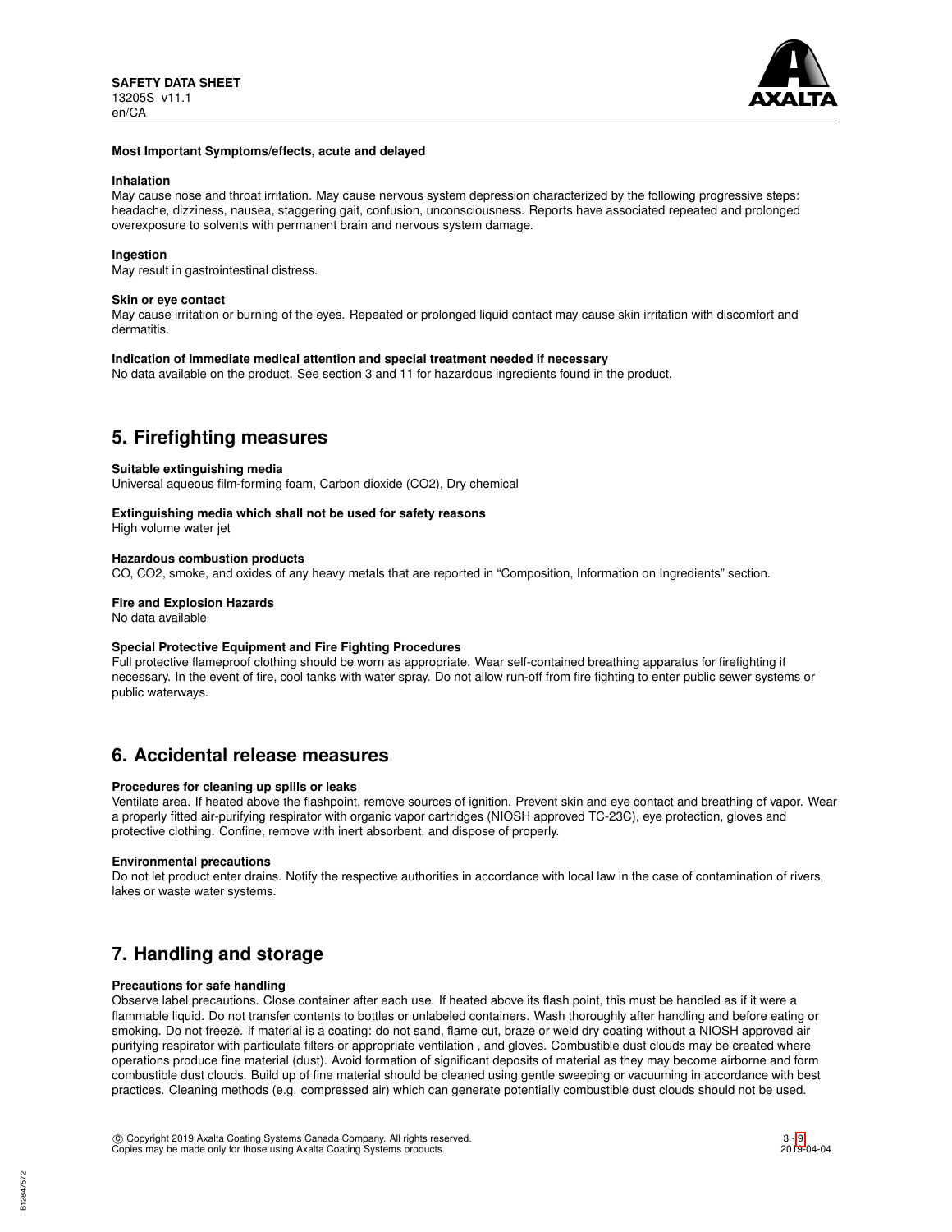**Most Important Symptoms/effects, acute and delayed**

**Inhalation**

May cause nose and throat irritation. May cause nervous system depression characterized by the following progressive steps: headache, dizziness, nausea, staggering gait, confusion, unconsciousness. Reports have associated repeated and prolonged overexposure to solvents with permanent brain and nervous system damage.

**Ingestion**

May result in gastrointestinal distress.

**Skin or eye contact**

May cause irritation or burning of the eyes. Repeated or prolonged liquid contact may cause skin irritation with discomfort and dermatitis.

**Indication of Immediate medical attention and special treatment needed if necessary**

No data available on the product. See section 3 and 11 for hazardous ingredients found in the product.

## 5. Firefighting measures

**Suitable extinguishing media**

Universal aqueous film-forming foam, Carbon dioxide ($CO_2$), Dry chemical

**Extinguishing media which shall not be used for safety reasons**

High volume water jet

**Hazardous combustion products**

CO, $CO_2$, smoke, and oxides of any heavy metals that are reported in "Composition, Information on Ingredients" section.

**Fire and Explosion Hazards**

No data available

**Special Protective Equipment and Fire Fighting Procedures**

Full protective flameproof clothing should be worn as appropriate. Wear self-contained breathing apparatus for firefighting if necessary. In the event of fire, cool tanks with water spray. Do not allow run-off from fire fighting to enter public sewer systems or public waterways.

## 6. Accidental release measures

**Procedures for cleaning up spills or leaks**

Ventilate area. If heated above the flashpoint, remove sources of ignition. Prevent skin and eye contact and breathing of vapor. Wear a properly fitted air-purifying respirator with organic vapor cartridges (NIOSH approved TC-23C), eye protection, gloves and protective clothing. Confine, remove with inert absorbent, and dispose of properly.

**Environmental precautions**

Do not let product enter drains. Notify the respective authorities in accordance with local law in the case of contamination of rivers, lakes or waste water systems.

## 7. Handling and storage

**Precautions for safe handling**

Observe label precautions. Close container after each use. If heated above its flash point, this must be handled as if it were a flammable liquid. Do not transfer contents to bottles or unlabeled containers. Wash thoroughly after handling and before eating or smoking. Do not freeze. If material is a coating: do not sand, flame cut, braze or weld dry coating without a NIOSH approved air purifying respirator with particulate filters or appropriate ventilation , and gloves. Combustible dust clouds may be created where operations produce fine material (dust). Avoid formation of significant deposits of material as they may become airborne and form combustible dust clouds. Build up of fine material should be cleaned using gentle sweeping or vacuuming in accordance with best practices. Cleaning methods (e.g. compressed air) which can generate potentially combustible dust clouds should not be used.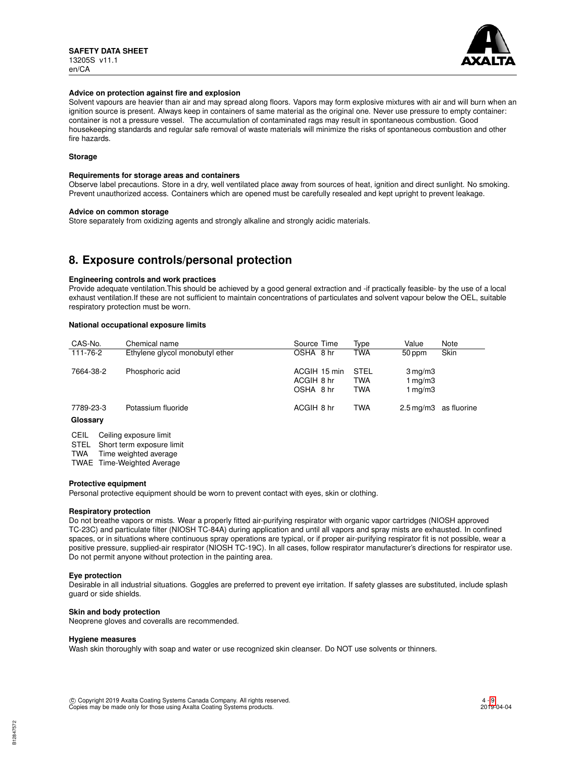#### Advice on protection against fire and explosion

Solvent vapours are heavier than air and may spread along floors. Vapors may form explosive mixtures with air and will burn when an ignition source is present. Always keep in containers of same material as the original one. Never use pressure to empty container: container is not a pressure vessel. The accumulation of contaminated rags may result in spontaneous combustion. Good housekeeping standards and regular safe removal of waste materials will minimize the risks of spontaneous combustion and other fire hazards.

#### Storage

#### Requirements for storage areas and containers

Observe label precautions. Store in a dry, well ventilated place away from sources of heat, ignition and direct sunlight. No smoking. Prevent unauthorized access. Containers which are opened must be carefully resealed and kept upright to prevent leakage.

#### Advice on common storage

Store separately from oxidizing agents and strongly alkaline and strongly acidic materials.

## 8. Exposure controls/personal protection

#### Engineering controls and work practices

Provide adequate ventilation.This should be achieved by a good general extraction and -if practically feasible- by the use of a local exhaust ventilation.If these are not sufficient to maintain concentrations of particulates and solvent vapour below the OEL, suitable respiratory protection must be worn.

#### National occupational exposure limits

| CAS-No. | Chemical name | Source | Time | Type | Value | Note |
|---|---|---|---|---|---|---|
| 111-76-2 | Ethylene glycol monobutyl ether | OSHA | 8 hr | TWA | 50 ppm | Skin |
| 7664-38-2 | Phosphoric acid | ACGIH | 15 min | STEL | 3 mg/m3 | |
| | | ACGIH | 8 hr | TWA | 1 mg/m3 | |
| | | OSHA | 8 hr | TWA | 1 mg/m3 | |
| 7789-23-3 | Potassium fluoride | ACGIH | 8 hr | TWA | 2.5 mg/m3 | as fluorine |

**Glossary**

CEIL Ceiling exposure limit
STEL Short term exposure limit
TWA Time weighted average
TWAE Time-Weighted Average

#### Protective equipment

Personal protective equipment should be worn to prevent contact with eyes, skin or clothing.

#### Respiratory protection

Do not breathe vapors or mists. Wear a properly fitted air-purifying respirator with organic vapor cartridges (NIOSH approved TC-23C) and particulate filter (NIOSH TC-84A) during application and until all vapors and spray mists are exhausted. In confined spaces, or in situations where continuous spray operations are typical, or if proper air-purifying respirator fit is not possible, wear a positive pressure, supplied-air respirator (NIOSH TC-19C). In all cases, follow respirator manufacturer's directions for respirator use. Do not permit anyone without protection in the painting area.

#### Eye protection

Desirable in all industrial situations. Goggles are preferred to prevent eye irritation. If safety glasses are substituted, include splash guard or side shields.

#### Skin and body protection

Neoprene gloves and coveralls are recommended.

#### Hygiene measures

Wash skin thoroughly with soap and water or use recognized skin cleanser. Do NOT use solvents or thinners.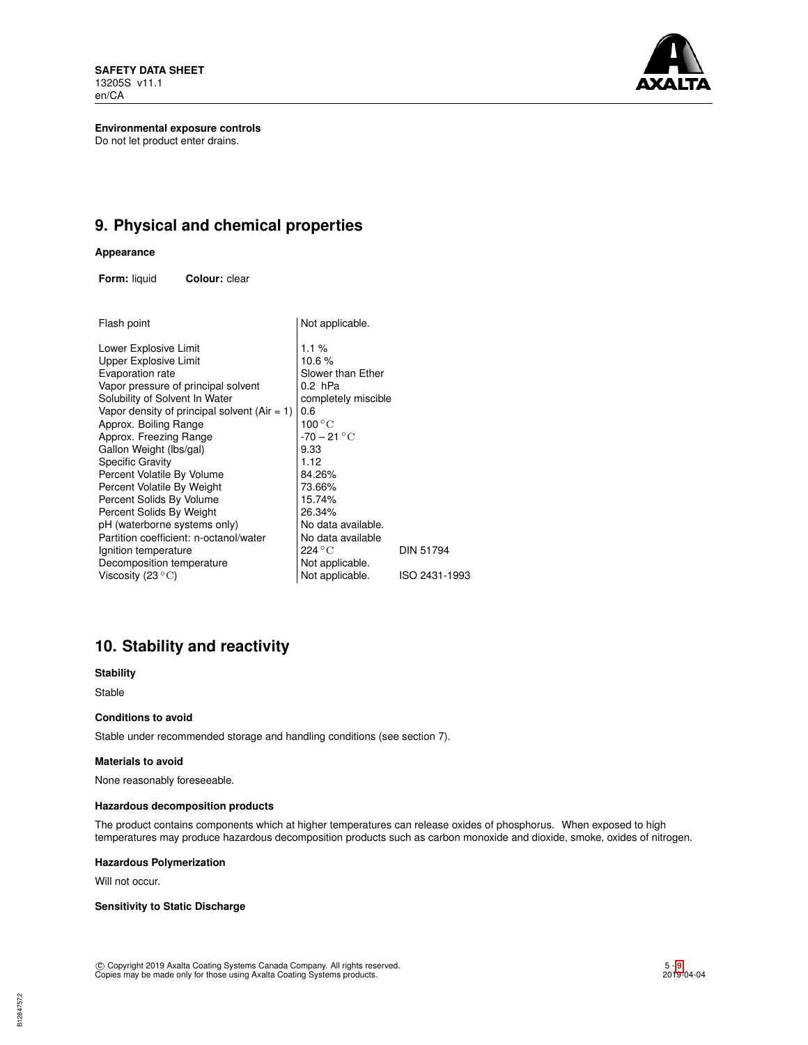**Environmental exposure controls**

Do not let product enter drains.

## 9. Physical and chemical properties

**Appearance**

**Form:** liquid  **Colour:** clear

| Property | Value | Method |
|---|---|---|
| Flash point | Not applicable. | |
| Lower Explosive Limit | 1.1 % | |
| Upper Explosive Limit | 10.6 % | |
| Evaporation rate | Slower than Ether | |
| Vapor pressure of principal solvent | 0.2 hPa | |
| Solubility of Solvent In Water | completely miscible | |
| Vapor density of principal solvent (Air = 1) | 0.6 | |
| Approx. Boiling Range | 100 °C | |
| Approx. Freezing Range | -70 – 21 °C | |
| Gallon Weight (lbs/gal) | 9.33 | |
| Specific Gravity | 1.12 | |
| Percent Volatile By Volume | 84.26% | |
| Percent Volatile By Weight | 73.66% | |
| Percent Solids By Volume | 15.74% | |
| Percent Solids By Weight | 26.34% | |
| pH (waterborne systems only) | No data available. | |
| Partition coefficient: n-octanol/water | No data available | |
| Ignition temperature | 224 °C | DIN 51794 |
| Decomposition temperature | Not applicable. | |
| Viscosity (23 °C) | Not applicable. | ISO 2431-1993 |

## 10. Stability and reactivity

**Stability**

Stable

**Conditions to avoid**

Stable under recommended storage and handling conditions (see section 7).

**Materials to avoid**

None reasonably foreseeable.

**Hazardous decomposition products**

The product contains components which at higher temperatures can release oxides of phosphorus. When exposed to high temperatures may produce hazardous decomposition products such as carbon monoxide and dioxide, smoke, oxides of nitrogen.

**Hazardous Polymerization**

Will not occur.

**Sensitivity to Static Discharge**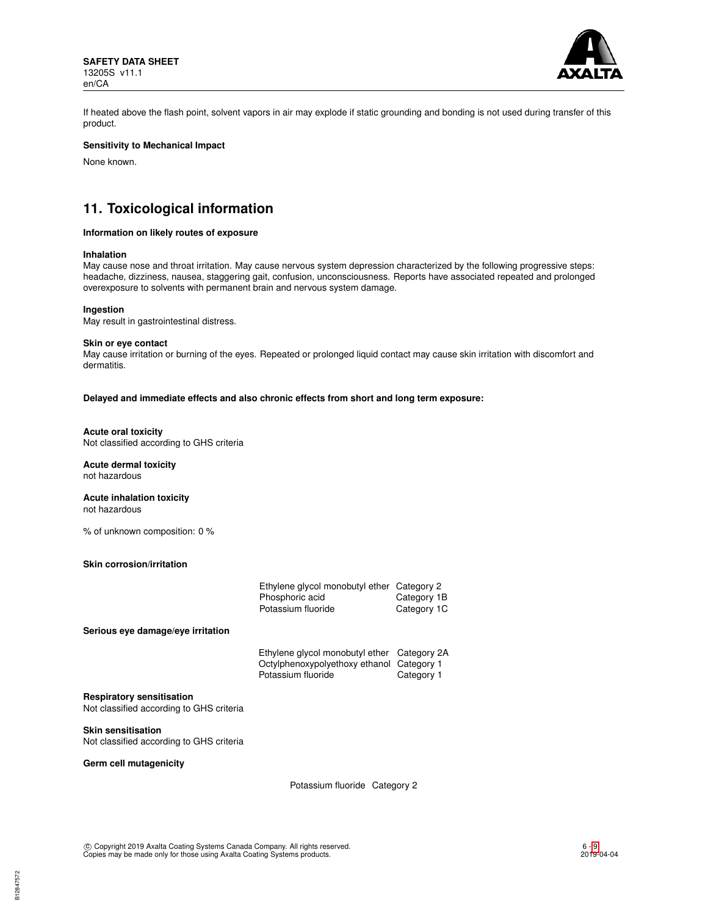If heated above the flash point, solvent vapors in air may explode if static grounding and bonding is not used during transfer of this product.

**Sensitivity to Mechanical Impact**

None known.

## 11. Toxicological information

**Information on likely routes of exposure**

**Inhalation**
May cause nose and throat irritation. May cause nervous system depression characterized by the following progressive steps: headache, dizziness, nausea, staggering gait, confusion, unconsciousness. Reports have associated repeated and prolonged overexposure to solvents with permanent brain and nervous system damage.

**Ingestion**
May result in gastrointestinal distress.

**Skin or eye contact**
May cause irritation or burning of the eyes. Repeated or prolonged liquid contact may cause skin irritation with discomfort and dermatitis.

**Delayed and immediate effects and also chronic effects from short and long term exposure:**

**Acute oral toxicity**
Not classified according to GHS criteria

**Acute dermal toxicity**
not hazardous

**Acute inhalation toxicity**
not hazardous

% of unknown composition: 0 %

**Skin corrosion/irritation**

| | |
|---|---|
| Ethylene glycol monobutyl ether | Category 2 |
| Phosphoric acid | Category 1B |
| Potassium fluoride | Category 1C |

**Serious eye damage/eye irritation**

| | |
|---|---|
| Ethylene glycol monobutyl ether | Category 2A |
| Octylphenoxypolyethoxy ethanol | Category 1 |
| Potassium fluoride | Category 1 |

**Respiratory sensitisation**
Not classified according to GHS criteria

**Skin sensitisation**
Not classified according to GHS criteria

**Germ cell mutagenicity**

Potassium fluoride Category 2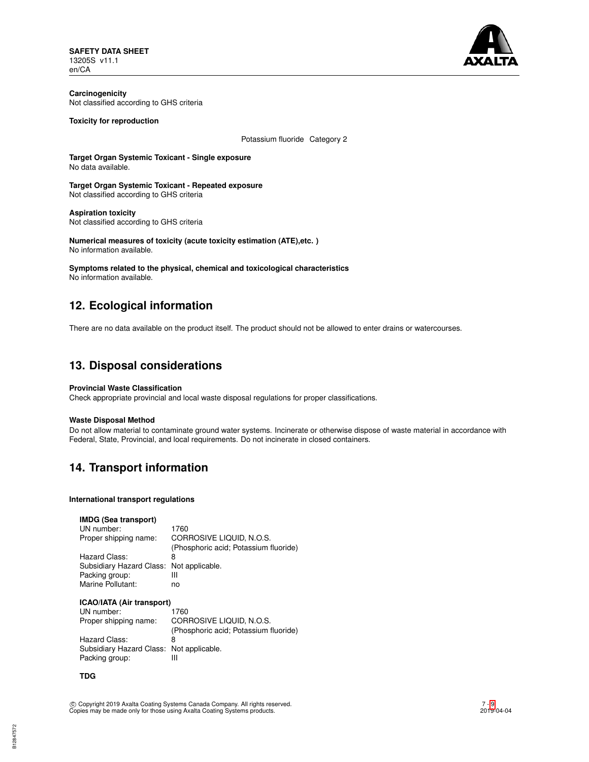**Carcinogenicity**
Not classified according to GHS criteria

**Toxicity for reproduction**

Potassium fluoride Category 2

**Target Organ Systemic Toxicant - Single exposure**
No data available.

**Target Organ Systemic Toxicant - Repeated exposure**
Not classified according to GHS criteria

**Aspiration toxicity**
Not classified according to GHS criteria

**Numerical measures of toxicity (acute toxicity estimation (ATE),etc. )**
No information available.

**Symptoms related to the physical, chemical and toxicological characteristics**
No information available.

## 12. Ecological information

There are no data available on the product itself. The product should not be allowed to enter drains or watercourses.

## 13. Disposal considerations

**Provincial Waste Classification**
Check appropriate provincial and local waste disposal regulations for proper classifications.

**Waste Disposal Method**
Do not allow material to contaminate ground water systems. Incinerate or otherwise dispose of waste material in accordance with Federal, State, Provincial, and local requirements. Do not incinerate in closed containers.

## 14. Transport information

**International transport regulations**

**IMDG (Sea transport)**

| | |
|---|---|
| UN number: | 1760 |
| Proper shipping name: | CORROSIVE LIQUID, N.O.S. (Phosphoric acid; Potassium fluoride) |
| Hazard Class: | 8 |
| Subsidiary Hazard Class: | Not applicable. |
| Packing group: | III |
| Marine Pollutant: | no |

**ICAO/IATA (Air transport)**

| | |
|---|---|
| UN number: | 1760 |
| Proper shipping name: | CORROSIVE LIQUID, N.O.S. (Phosphoric acid; Potassium fluoride) |
| Hazard Class: | 8 |
| Subsidiary Hazard Class: | Not applicable. |
| Packing group: | III |

**TDG**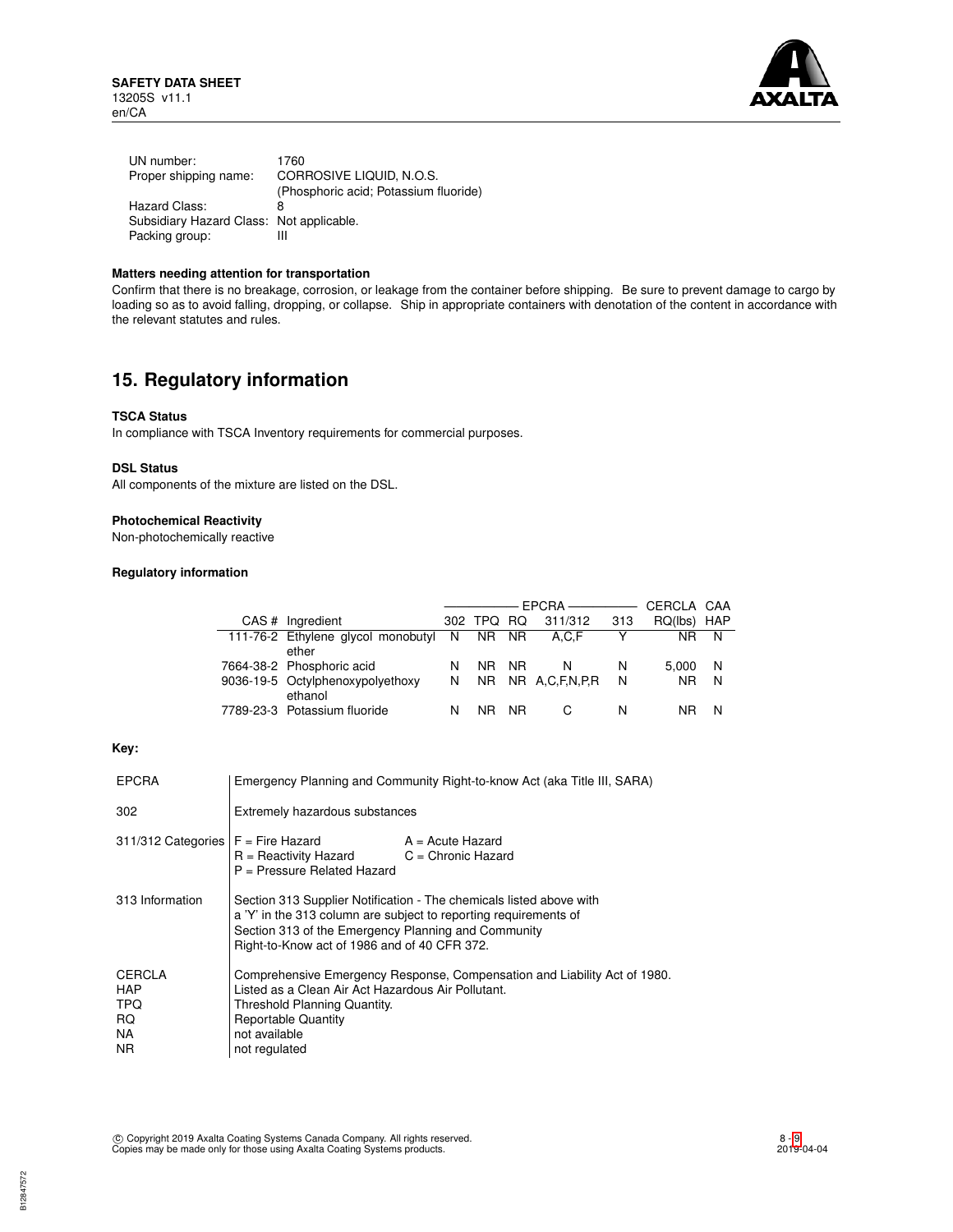| | |
|---|---|
| UN number: | 1760 |
| Proper shipping name: | CORROSIVE LIQUID, N.O.S. (Phosphoric acid; Potassium fluoride) |
| Hazard Class: | 8 |
| Subsidiary Hazard Class: | Not applicable. |
| Packing group: | III |

**Matters needing attention for transportation**

Confirm that there is no breakage, corrosion, or leakage from the container before shipping. Be sure to prevent damage to cargo by loading so as to avoid falling, dropping, or collapse. Ship in appropriate containers with denotation of the content in accordance with the relevant statutes and rules.

## 15. Regulatory information

**TSCA Status**

In compliance with TSCA Inventory requirements for commercial purposes.

**DSL Status**

All components of the mixture are listed on the DSL.

**Photochemical Reactivity**

Non-photochemically reactive

**Regulatory information**

| | | EPCRA | | | | | CERCLA | CAA |
|---|---|---|---|---|---|---|---|---|
| CAS # | Ingredient | 302 | TPQ | RQ | 311/312 | 313 | RQ(lbs) | HAP |
| 111-76-2 | Ethylene glycol monobutyl ether | N | NR | NR | A,C,F | Y | NR | N |
| 7664-38-2 | Phosphoric acid | N | NR | NR | N | N | 5,000 | N |
| 9036-19-5 | Octylphenoxypolyethoxy ethanol | N | NR | NR | A,C,F,N,P,R | N | NR | N |
| 7789-23-3 | Potassium fluoride | N | NR | NR | C | N | NR | N |

**Key:**

| | |
|---|---|
| EPCRA | Emergency Planning and Community Right-to-know Act (aka Title III, SARA) |
| 302 | Extremely hazardous substances |
| 311/312 Categories | F = Fire Hazard; A = Acute Hazard; R = Reactivity Hazard; C = Chronic Hazard; P = Pressure Related Hazard |
| 313 Information | Section 313 Supplier Notification - The chemicals listed above with a 'Y' in the 313 column are subject to reporting requirements of Section 313 of the Emergency Planning and Community Right-to-Know act of 1986 and of 40 CFR 372. |
| CERCLA | Comprehensive Emergency Response, Compensation and Liability Act of 1980. |
| HAP | Listed as a Clean Air Act Hazardous Air Pollutant. |
| TPQ | Threshold Planning Quantity. |
| RQ | Reportable Quantity |
| NA | not available |
| NR | not regulated |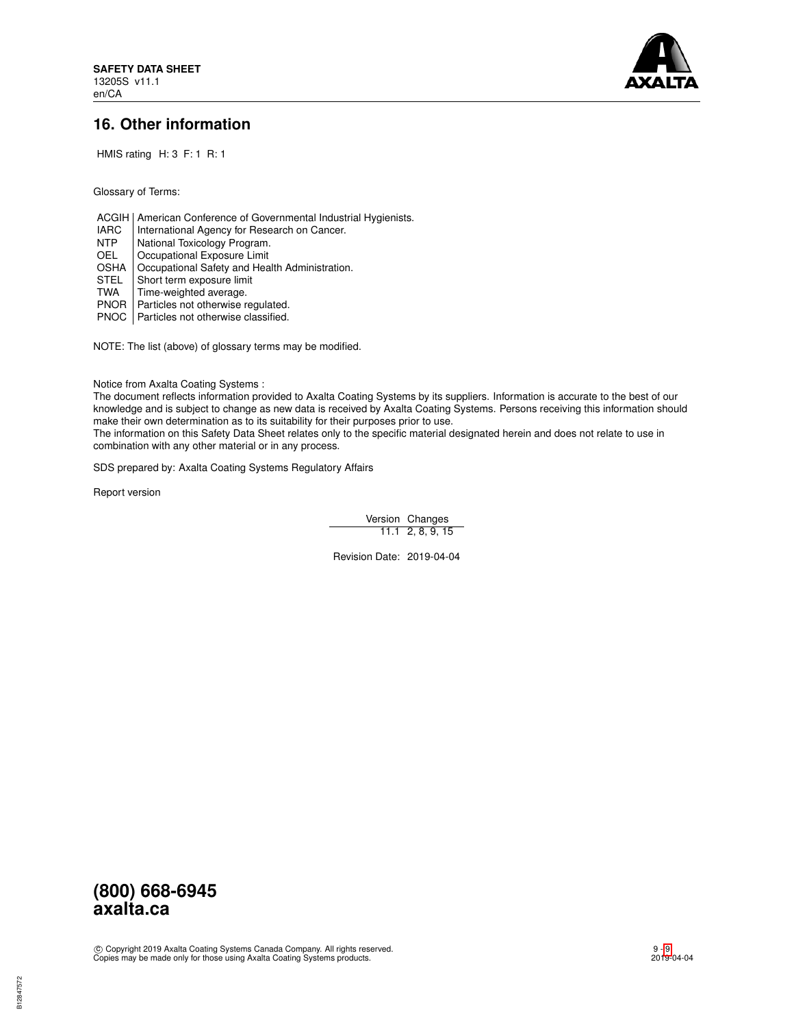## 16. Other information

HMIS rating H: 3 F: 1 R: 1

Glossary of Terms:

| | |
|---|---|
| ACGIH | American Conference of Governmental Industrial Hygienists. |
| IARC | International Agency for Research on Cancer. |
| NTP | National Toxicology Program. |
| OEL | Occupational Exposure Limit |
| OSHA | Occupational Safety and Health Administration. |
| STEL | Short term exposure limit |
| TWA | Time-weighted average. |
| PNOR | Particles not otherwise regulated. |
| PNOC | Particles not otherwise classified. |

NOTE: The list (above) of glossary terms may be modified.

Notice from Axalta Coating Systems :
The document reflects information provided to Axalta Coating Systems by its suppliers. Information is accurate to the best of our knowledge and is subject to change as new data is received by Axalta Coating Systems. Persons receiving this information should make their own determination as to its suitability for their purposes prior to use.
The information on this Safety Data Sheet relates only to the specific material designated herein and does not relate to use in combination with any other material or in any process.

SDS prepared by: Axalta Coating Systems Regulatory Affairs

Report version

| Version | Changes |
|---|---|
| 11.1 | 2, 8, 9, 15 |

Revision Date: 2019-04-04

**(800) 668-6945**
**axalta.ca**